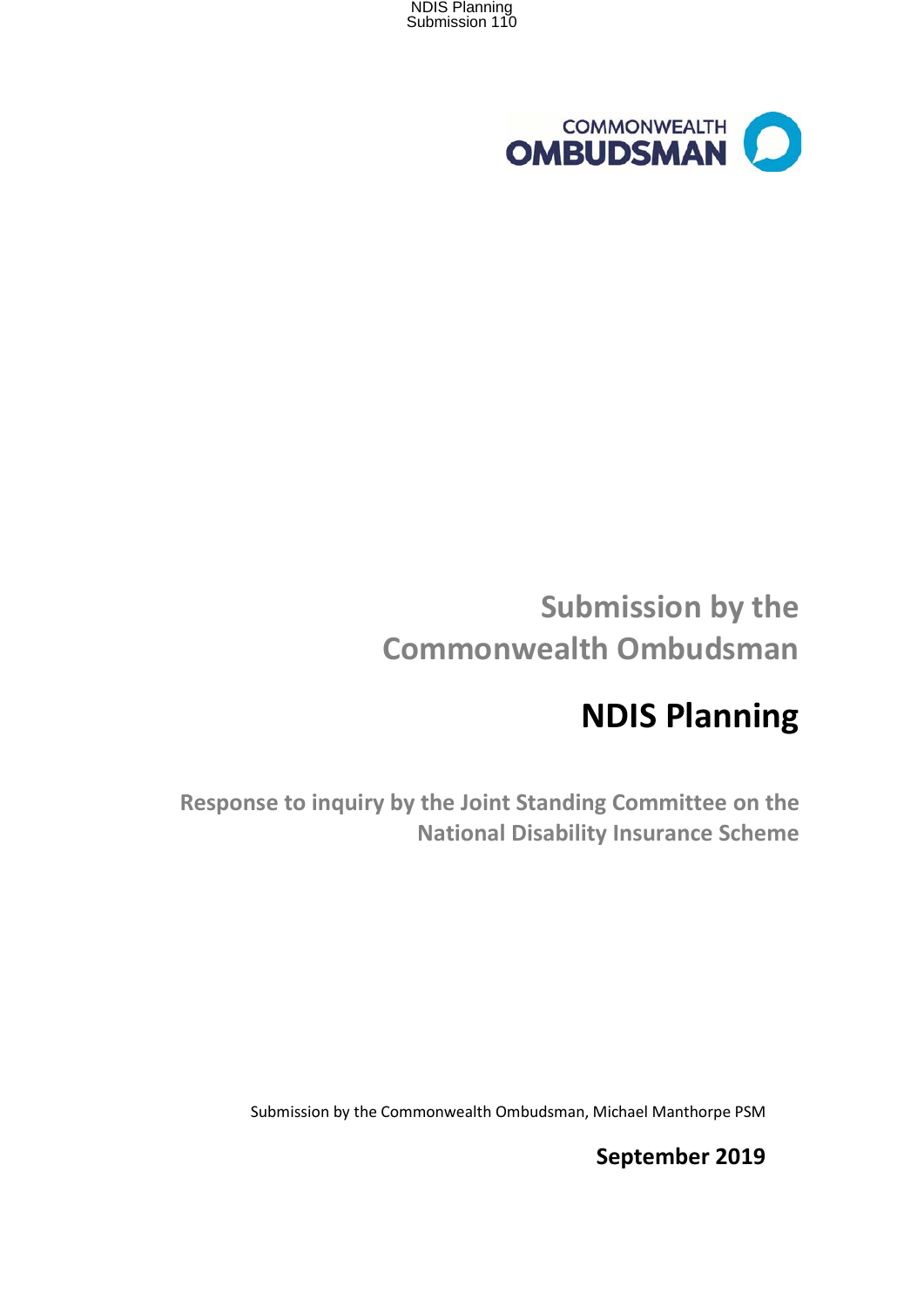NDIS Planning
Submission 110

COMMONWEALTH OMBUDSMAN

# Submission by the Commonwealth Ombudsman

# NDIS Planning

## Response to inquiry by the Joint Standing Committee on the National Disability Insurance Scheme

Submission by the Commonwealth Ombudsman, Michael Manthorpe PSM

**September 2019**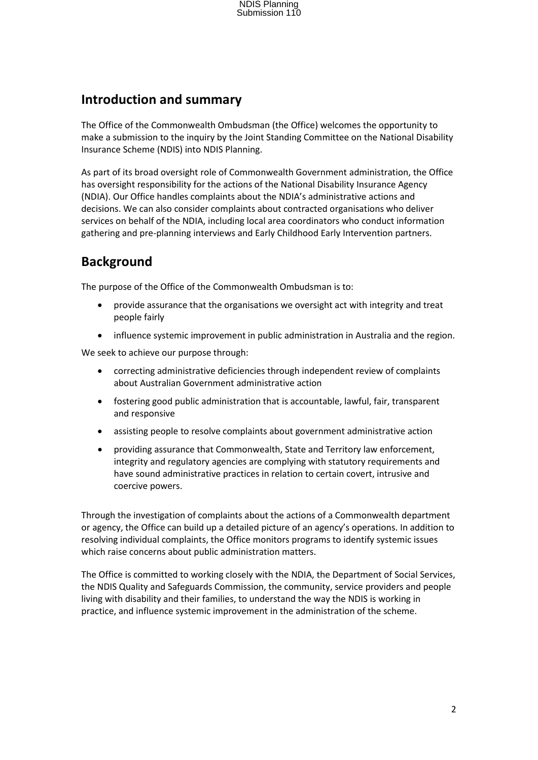## Introduction and summary

The Office of the Commonwealth Ombudsman (the Office) welcomes the opportunity to make a submission to the inquiry by the Joint Standing Committee on the National Disability Insurance Scheme (NDIS) into NDIS Planning.

As part of its broad oversight role of Commonwealth Government administration, the Office has oversight responsibility for the actions of the National Disability Insurance Agency (NDIA). Our Office handles complaints about the NDIA's administrative actions and decisions. We can also consider complaints about contracted organisations who deliver services on behalf of the NDIA, including local area coordinators who conduct information gathering and pre-planning interviews and Early Childhood Early Intervention partners.

## Background

The purpose of the Office of the Commonwealth Ombudsman is to:

- provide assurance that the organisations we oversight act with integrity and treat people fairly
- influence systemic improvement in public administration in Australia and the region.

We seek to achieve our purpose through:

- correcting administrative deficiencies through independent review of complaints about Australian Government administrative action
- fostering good public administration that is accountable, lawful, fair, transparent and responsive
- assisting people to resolve complaints about government administrative action
- providing assurance that Commonwealth, State and Territory law enforcement, integrity and regulatory agencies are complying with statutory requirements and have sound administrative practices in relation to certain covert, intrusive and coercive powers.

Through the investigation of complaints about the actions of a Commonwealth department or agency, the Office can build up a detailed picture of an agency's operations. In addition to resolving individual complaints, the Office monitors programs to identify systemic issues which raise concerns about public administration matters.

The Office is committed to working closely with the NDIA, the Department of Social Services, the NDIS Quality and Safeguards Commission, the community, service providers and people living with disability and their families, to understand the way the NDIS is working in practice, and influence systemic improvement in the administration of the scheme.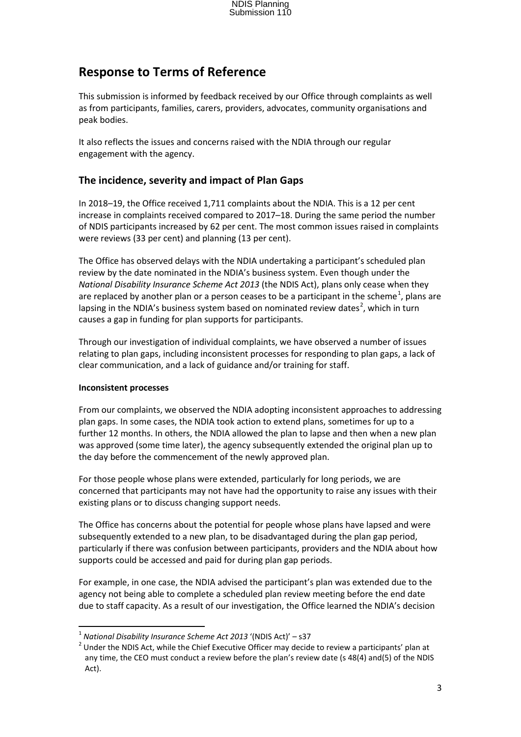## Response to Terms of Reference

This submission is informed by feedback received by our Office through complaints as well as from participants, families, carers, providers, advocates, community organisations and peak bodies.

It also reflects the issues and concerns raised with the NDIA through our regular engagement with the agency.

### The incidence, severity and impact of Plan Gaps

In 2018–19, the Office received 1,711 complaints about the NDIA. This is a 12 per cent increase in complaints received compared to 2017–18. During the same period the number of NDIS participants increased by 62 per cent. The most common issues raised in complaints were reviews (33 per cent) and planning (13 per cent).

The Office has observed delays with the NDIA undertaking a participant's scheduled plan review by the date nominated in the NDIA's business system. Even though under the *National Disability Insurance Scheme Act 2013* (the NDIS Act), plans only cease when they are replaced by another plan or a person ceases to be a participant in the scheme[1], plans are lapsing in the NDIA's business system based on nominated review dates[2], which in turn causes a gap in funding for plan supports for participants.

Through our investigation of individual complaints, we have observed a number of issues relating to plan gaps, including inconsistent processes for responding to plan gaps, a lack of clear communication, and a lack of guidance and/or training for staff.

**Inconsistent processes**

From our complaints, we observed the NDIA adopting inconsistent approaches to addressing plan gaps. In some cases, the NDIA took action to extend plans, sometimes for up to a further 12 months. In others, the NDIA allowed the plan to lapse and then when a new plan was approved (some time later), the agency subsequently extended the original plan up to the day before the commencement of the newly approved plan.

For those people whose plans were extended, particularly for long periods, we are concerned that participants may not have had the opportunity to raise any issues with their existing plans or to discuss changing support needs.

The Office has concerns about the potential for people whose plans have lapsed and were subsequently extended to a new plan, to be disadvantaged during the plan gap period, particularly if there was confusion between participants, providers and the NDIA about how supports could be accessed and paid for during plan gap periods.

For example, in one case, the NDIA advised the participant's plan was extended due to the agency not being able to complete a scheduled plan review meeting before the end date due to staff capacity. As a result of our investigation, the Office learned the NDIA's decision

---

[1] *National Disability Insurance Scheme Act 2013* '(NDIS Act)' – s37

[2] Under the NDIS Act, while the Chief Executive Officer may decide to review a participants' plan at any time, the CEO must conduct a review before the plan's review date (s 48(4) and(5) of the NDIS Act).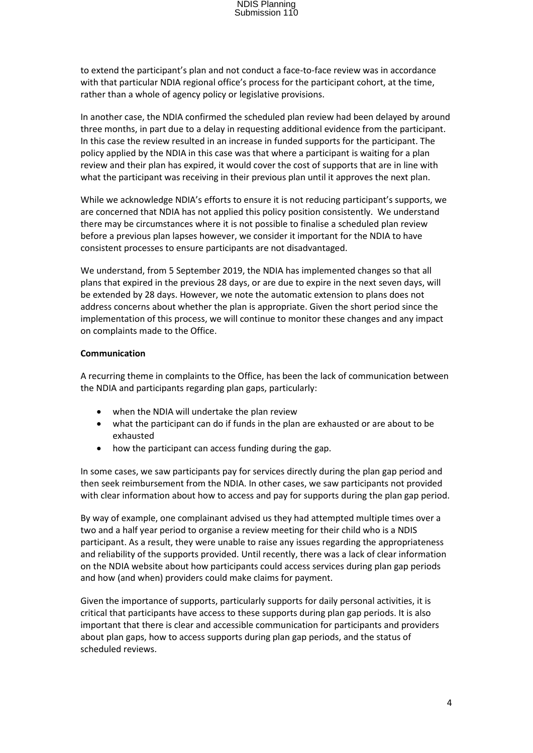to extend the participant's plan and not conduct a face-to-face review was in accordance with that particular NDIA regional office's process for the participant cohort, at the time, rather than a whole of agency policy or legislative provisions.

In another case, the NDIA confirmed the scheduled plan review had been delayed by around three months, in part due to a delay in requesting additional evidence from the participant. In this case the review resulted in an increase in funded supports for the participant. The policy applied by the NDIA in this case was that where a participant is waiting for a plan review and their plan has expired, it would cover the cost of supports that are in line with what the participant was receiving in their previous plan until it approves the next plan.

While we acknowledge NDIA's efforts to ensure it is not reducing participant's supports, we are concerned that NDIA has not applied this policy position consistently. We understand there may be circumstances where it is not possible to finalise a scheduled plan review before a previous plan lapses however, we consider it important for the NDIA to have consistent processes to ensure participants are not disadvantaged.

We understand, from 5 September 2019, the NDIA has implemented changes so that all plans that expired in the previous 28 days, or are due to expire in the next seven days, will be extended by 28 days. However, we note the automatic extension to plans does not address concerns about whether the plan is appropriate. Given the short period since the implementation of this process, we will continue to monitor these changes and any impact on complaints made to the Office.

**Communication**

A recurring theme in complaints to the Office, has been the lack of communication between the NDIA and participants regarding plan gaps, particularly:

- when the NDIA will undertake the plan review
- what the participant can do if funds in the plan are exhausted or are about to be exhausted
- how the participant can access funding during the gap.

In some cases, we saw participants pay for services directly during the plan gap period and then seek reimbursement from the NDIA. In other cases, we saw participants not provided with clear information about how to access and pay for supports during the plan gap period.

By way of example, one complainant advised us they had attempted multiple times over a two and a half year period to organise a review meeting for their child who is a NDIS participant. As a result, they were unable to raise any issues regarding the appropriateness and reliability of the supports provided. Until recently, there was a lack of clear information on the NDIA website about how participants could access services during plan gap periods and how (and when) providers could make claims for payment.

Given the importance of supports, particularly supports for daily personal activities, it is critical that participants have access to these supports during plan gap periods. It is also important that there is clear and accessible communication for participants and providers about plan gaps, how to access supports during plan gap periods, and the status of scheduled reviews.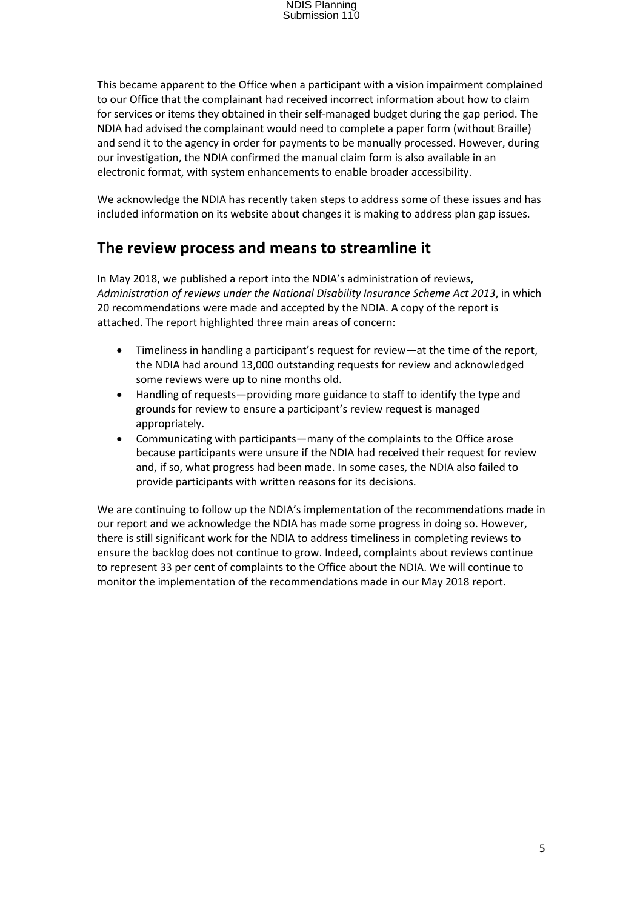This became apparent to the Office when a participant with a vision impairment complained to our Office that the complainant had received incorrect information about how to claim for services or items they obtained in their self-managed budget during the gap period. The NDIA had advised the complainant would need to complete a paper form (without Braille) and send it to the agency in order for payments to be manually processed. However, during our investigation, the NDIA confirmed the manual claim form is also available in an electronic format, with system enhancements to enable broader accessibility.

We acknowledge the NDIA has recently taken steps to address some of these issues and has included information on its website about changes it is making to address plan gap issues.

## The review process and means to streamline it

In May 2018, we published a report into the NDIA's administration of reviews, *Administration of reviews under the National Disability Insurance Scheme Act 2013*, in which 20 recommendations were made and accepted by the NDIA. A copy of the report is attached. The report highlighted three main areas of concern:

- Timeliness in handling a participant's request for review—at the time of the report, the NDIA had around 13,000 outstanding requests for review and acknowledged some reviews were up to nine months old.
- Handling of requests—providing more guidance to staff to identify the type and grounds for review to ensure a participant's review request is managed appropriately.
- Communicating with participants—many of the complaints to the Office arose because participants were unsure if the NDIA had received their request for review and, if so, what progress had been made. In some cases, the NDIA also failed to provide participants with written reasons for its decisions.

We are continuing to follow up the NDIA's implementation of the recommendations made in our report and we acknowledge the NDIA has made some progress in doing so. However, there is still significant work for the NDIA to address timeliness in completing reviews to ensure the backlog does not continue to grow. Indeed, complaints about reviews continue to represent 33 per cent of complaints to the Office about the NDIA. We will continue to monitor the implementation of the recommendations made in our May 2018 report.